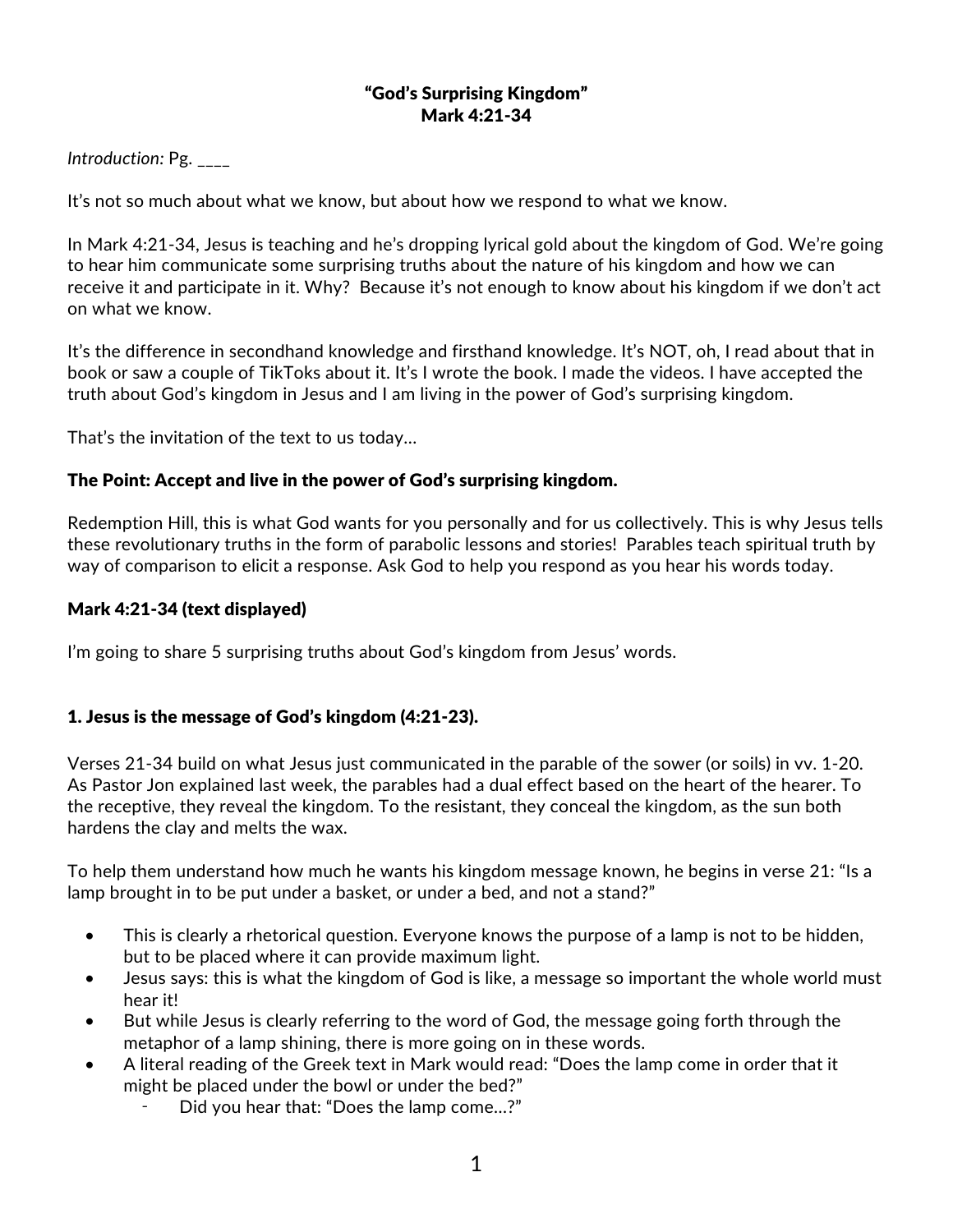# "God's Surprising Kingdom"
## Mark 4:21-34

*Introduction:* Pg. ____

It's not so much about what we know, but about how we respond to what we know.

In Mark 4:21-34, Jesus is teaching and he's dropping lyrical gold about the kingdom of God. We're going to hear him communicate some surprising truths about the nature of his kingdom and how we can receive it and participate in it. Why? Because it's not enough to know about his kingdom if we don't act on what we know.

It's the difference in secondhand knowledge and firsthand knowledge. It's NOT, oh, I read about that in book or saw a couple of TikToks about it. It's I wrote the book. I made the videos. I have accepted the truth about God's kingdom in Jesus and I am living in the power of God's surprising kingdom.

That's the invitation of the text to us today…

**The Point: Accept and live in the power of God's surprising kingdom.**

Redemption Hill, this is what God wants for you personally and for us collectively. This is why Jesus tells these revolutionary truths in the form of parabolic lessons and stories! Parables teach spiritual truth by way of comparison to elicit a response. Ask God to help you respond as you hear his words today.

**Mark 4:21-34 (text displayed)**

I'm going to share 5 surprising truths about God's kingdom from Jesus' words.

### 1. Jesus is the message of God's kingdom (4:21-23).

Verses 21-34 build on what Jesus just communicated in the parable of the sower (or soils) in vv. 1-20. As Pastor Jon explained last week, the parables had a dual effect based on the heart of the hearer. To the receptive, they reveal the kingdom. To the resistant, they conceal the kingdom, as the sun both hardens the clay and melts the wax.

To help them understand how much he wants his kingdom message known, he begins in verse 21: "Is a lamp brought in to be put under a basket, or under a bed, and not a stand?"

- This is clearly a rhetorical question. Everyone knows the purpose of a lamp is not to be hidden, but to be placed where it can provide maximum light.
- Jesus says: this is what the kingdom of God is like, a message so important the whole world must hear it!
- But while Jesus is clearly referring to the word of God, the message going forth through the metaphor of a lamp shining, there is more going on in these words.
- A literal reading of the Greek text in Mark would read: "Does the lamp come in order that it might be placed under the bowl or under the bed?"
    - Did you hear that: "Does the lamp come…?"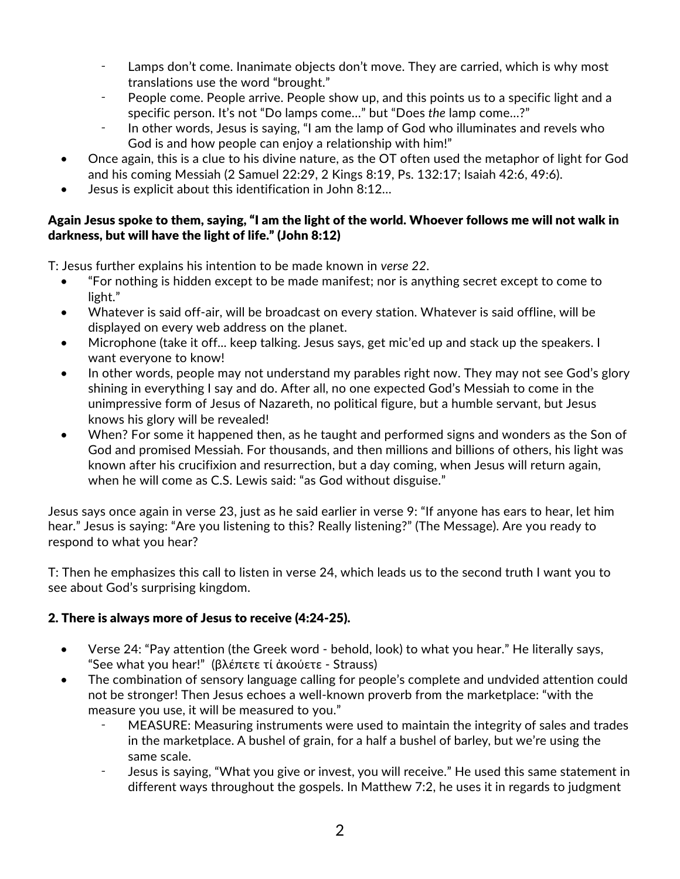- Lamps don't come. Inanimate objects don't move. They are carried, which is why most translations use the word "brought."
  - People come. People arrive. People show up, and this points us to a specific light and a specific person. It's not "Do lamps come…" but "Does *the* lamp come…?"
  - In other words, Jesus is saying, "I am the lamp of God who illuminates and revels who God is and how people can enjoy a relationship with him!"
- Once again, this is a clue to his divine nature, as the OT often used the metaphor of light for God and his coming Messiah (2 Samuel 22:29, 2 Kings 8:19, Ps. 132:17; Isaiah 42:6, 49:6).
- Jesus is explicit about this identification in John 8:12…

**Again Jesus spoke to them, saying, "I am the light of the world. Whoever follows me will not walk in darkness, but will have the light of life." (John 8:12)**

T: Jesus further explains his intention to be made known in *verse 22*.

- "For nothing is hidden except to be made manifest; nor is anything secret except to come to light."
- Whatever is said off-air, will be broadcast on every station. Whatever is said offline, will be displayed on every web address on the planet.
- Microphone (take it off… keep talking. Jesus says, get mic'ed up and stack up the speakers. I want everyone to know!
- In other words, people may not understand my parables right now. They may not see God's glory shining in everything I say and do. After all, no one expected God's Messiah to come in the unimpressive form of Jesus of Nazareth, no political figure, but a humble servant, but Jesus knows his glory will be revealed!
- When? For some it happened then, as he taught and performed signs and wonders as the Son of God and promised Messiah. For thousands, and then millions and billions of others, his light was known after his crucifixion and resurrection, but a day coming, when Jesus will return again, when he will come as C.S. Lewis said: "as God without disguise."

Jesus says once again in verse 23, just as he said earlier in verse 9: "If anyone has ears to hear, let him hear." Jesus is saying: "Are you listening to this? Really listening?" (The Message). Are you ready to respond to what you hear?

T: Then he emphasizes this call to listen in verse 24, which leads us to the second truth I want you to see about God's surprising kingdom.

**2. There is always more of Jesus to receive (4:24-25).**

- Verse 24: "Pay attention (the Greek word - behold, look) to what you hear." He literally says, "See what you hear!" (βλέπετε τί ἀκούετε - Strauss)
- The combination of sensory language calling for people's complete and undvided attention could not be stronger! Then Jesus echoes a well-known proverb from the marketplace: "with the measure you use, it will be measured to you."
  - MEASURE: Measuring instruments were used to maintain the integrity of sales and trades in the marketplace. A bushel of grain, for a half a bushel of barley, but we're using the same scale.
  - Jesus is saying, "What you give or invest, you will receive." He used this same statement in different ways throughout the gospels. In Matthew 7:2, he uses it in regards to judgment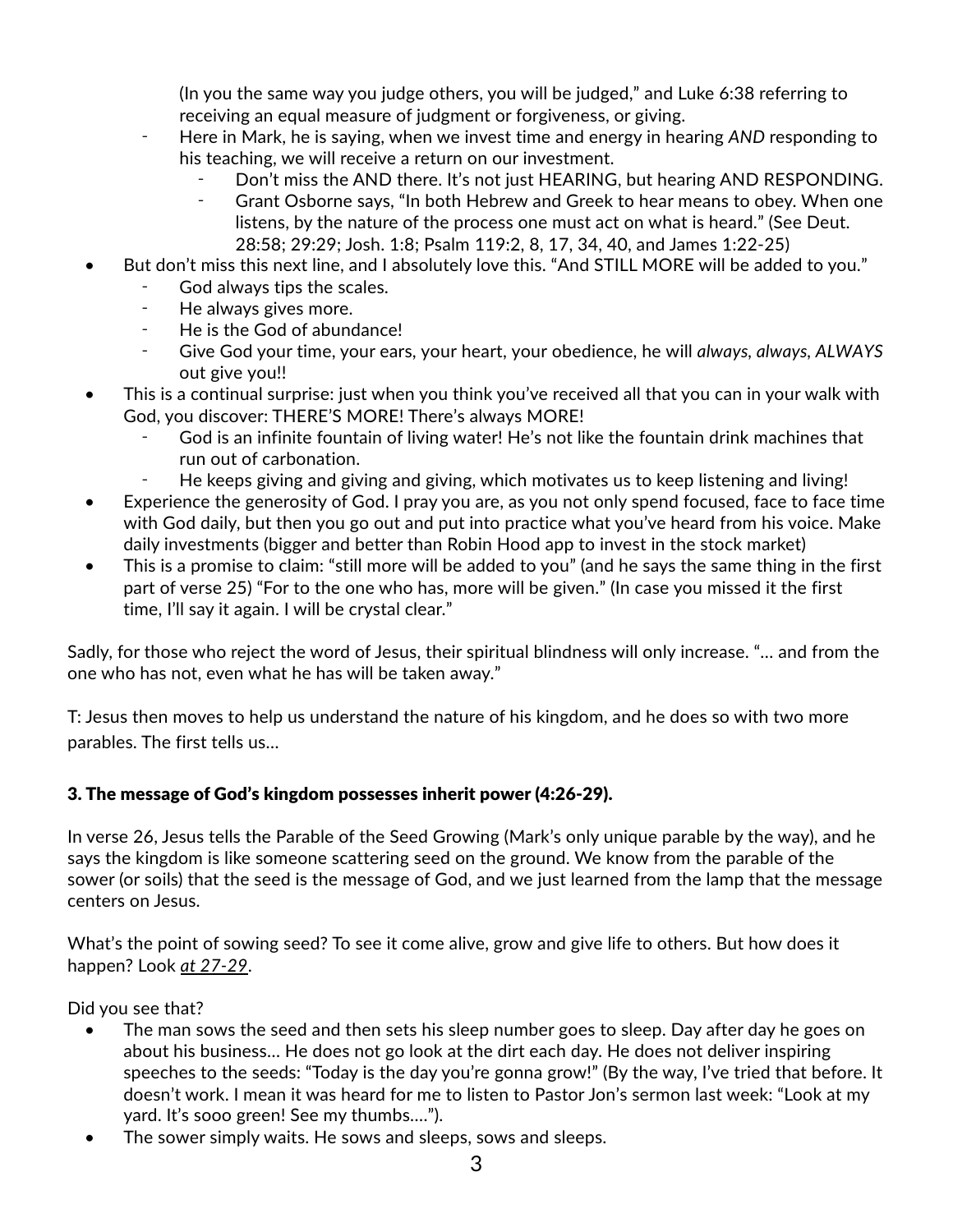(In you the same way you judge others, you will be judged," and Luke 6:38 referring to receiving an equal measure of judgment or forgiveness, or giving.
- Here in Mark, he is saying, when we invest time and energy in hearing *AND* responding to his teaching, we will receive a return on our investment.
    - Don't miss the AND there. It's not just HEARING, but hearing AND RESPONDING.
    - Grant Osborne says, "In both Hebrew and Greek to hear means to obey. When one listens, by the nature of the process one must act on what is heard." (See Deut. 28:58; 29:29; Josh. 1:8; Psalm 119:2, 8, 17, 34, 40, and James 1:22-25)

- But don't miss this next line, and I absolutely love this. "And STILL MORE will be added to you."
    - God always tips the scales.
    - He always gives more.
    - He is the God of abundance!
    - Give God your time, your ears, your heart, your obedience, he will *always, always, ALWAYS* out give you!!
- This is a continual surprise: just when you think you've received all that you can in your walk with God, you discover: THERE'S MORE! There's always MORE!
    - God is an infinite fountain of living water! He's not like the fountain drink machines that run out of carbonation.
    - He keeps giving and giving and giving, which motivates us to keep listening and living!
- Experience the generosity of God. I pray you are, as you not only spend focused, face to face time with God daily, but then you go out and put into practice what you've heard from his voice. Make daily investments (bigger and better than Robin Hood app to invest in the stock market)
- This is a promise to claim: "still more will be added to you" (and he says the same thing in the first part of verse 25) "For to the one who has, more will be given." (In case you missed it the first time, I'll say it again. I will be crystal clear."

Sadly, for those who reject the word of Jesus, their spiritual blindness will only increase. "... and from the one who has not, even what he has will be taken away."

T: Jesus then moves to help us understand the nature of his kingdom, and he does so with two more parables. The first tells us...

### 3. The message of God's kingdom possesses inherit power (4:26-29).

In verse 26, Jesus tells the Parable of the Seed Growing (Mark's only unique parable by the way), and he says the kingdom is like someone scattering seed on the ground. We know from the parable of the sower (or soils) that the seed is the message of God, and we just learned from the lamp that the message centers on Jesus.

What's the point of sowing seed? To see it come alive, grow and give life to others. But how does it happen? Look *at 27-29*.

Did you see that?

- The man sows the seed and then sets his sleep number goes to sleep. Day after day he goes on about his business... He does not go look at the dirt each day. He does not deliver inspiring speeches to the seeds: "Today is the day you're gonna grow!" (By the way, I've tried that before. It doesn't work. I mean it was heard for me to listen to Pastor Jon's sermon last week: "Look at my yard. It's sooo green! See my thumbs....").
- The sower simply waits. He sows and sleeps, sows and sleeps.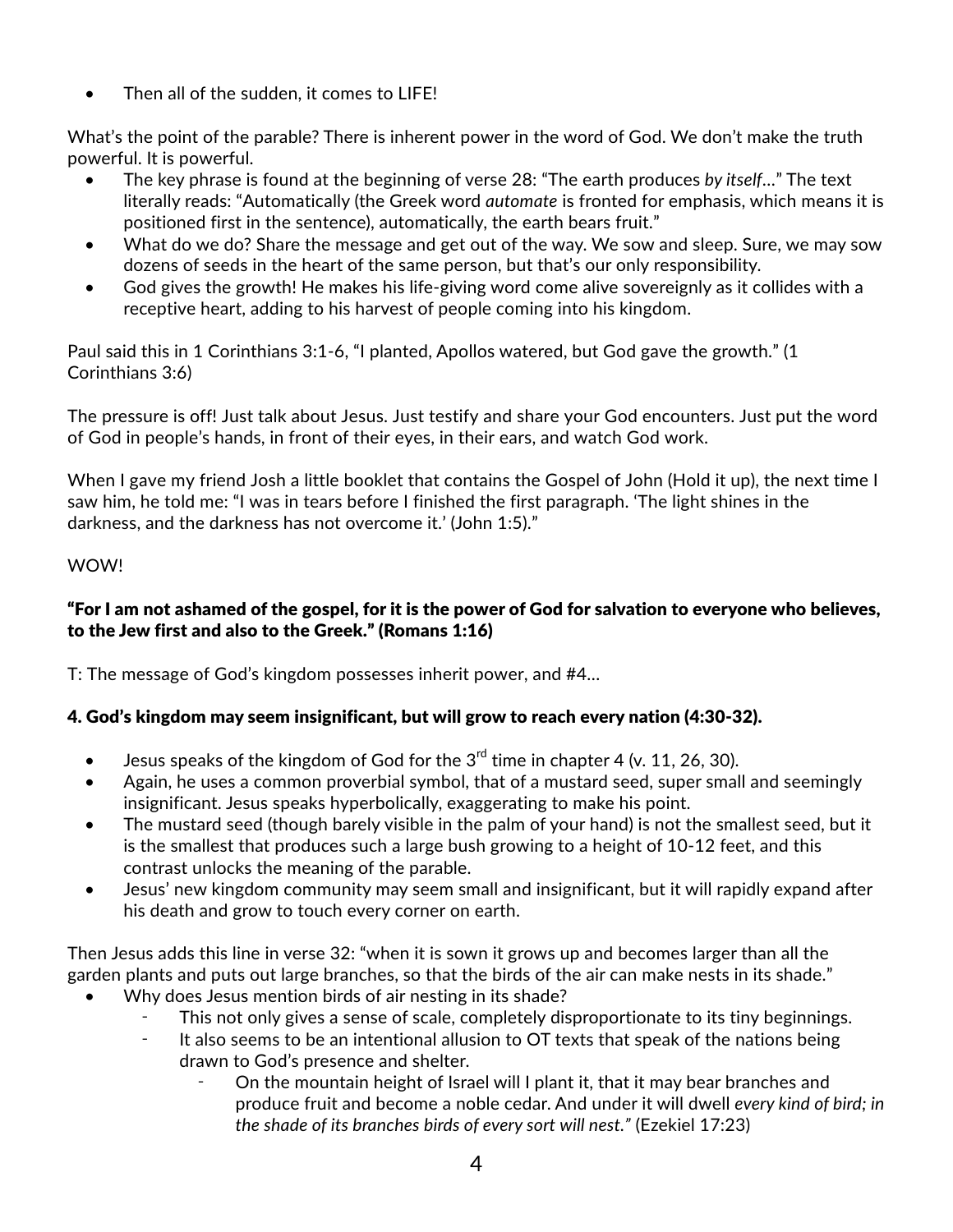- Then all of the sudden, it comes to LIFE!

What's the point of the parable? There is inherent power in the word of God. We don't make the truth powerful. It is powerful.

- The key phrase is found at the beginning of verse 28: "The earth produces *by itself*…" The text literally reads: "Automatically (the Greek word *automate* is fronted for emphasis, which means it is positioned first in the sentence), automatically, the earth bears fruit."
- What do we do? Share the message and get out of the way. We sow and sleep. Sure, we may sow dozens of seeds in the heart of the same person, but that's our only responsibility.
- God gives the growth! He makes his life-giving word come alive sovereignly as it collides with a receptive heart, adding to his harvest of people coming into his kingdom.

Paul said this in 1 Corinthians 3:1-6, "I planted, Apollos watered, but God gave the growth." (1 Corinthians 3:6)

The pressure is off! Just talk about Jesus. Just testify and share your God encounters. Just put the word of God in people's hands, in front of their eyes, in their ears, and watch God work.

When I gave my friend Josh a little booklet that contains the Gospel of John (Hold it up), the next time I saw him, he told me: "I was in tears before I finished the first paragraph. 'The light shines in the darkness, and the darkness has not overcome it.' (John 1:5)."

WOW!

**"For I am not ashamed of the gospel, for it is the power of God for salvation to everyone who believes, to the Jew first and also to the Greek." (Romans 1:16)**

T: The message of God's kingdom possesses inherit power, and #4…

### 4. God's kingdom may seem insignificant, but will grow to reach every nation (4:30-32).

- Jesus speaks of the kingdom of God for the 3rd time in chapter 4 (v. 11, 26, 30).
- Again, he uses a common proverbial symbol, that of a mustard seed, super small and seemingly insignificant. Jesus speaks hyperbolically, exaggerating to make his point.
- The mustard seed (though barely visible in the palm of your hand) is not the smallest seed, but it is the smallest that produces such a large bush growing to a height of 10-12 feet, and this contrast unlocks the meaning of the parable.
- Jesus' new kingdom community may seem small and insignificant, but it will rapidly expand after his death and grow to touch every corner on earth.

Then Jesus adds this line in verse 32: "when it is sown it grows up and becomes larger than all the garden plants and puts out large branches, so that the birds of the air can make nests in its shade."

- Why does Jesus mention birds of air nesting in its shade?
  - This not only gives a sense of scale, completely disproportionate to its tiny beginnings.
  - It also seems to be an intentional allusion to OT texts that speak of the nations being drawn to God's presence and shelter.
    - On the mountain height of Israel will I plant it, that it may bear branches and produce fruit and become a noble cedar. And under it will dwell *every kind of bird; in the shade of its branches birds of every sort will nest."* (Ezekiel 17:23)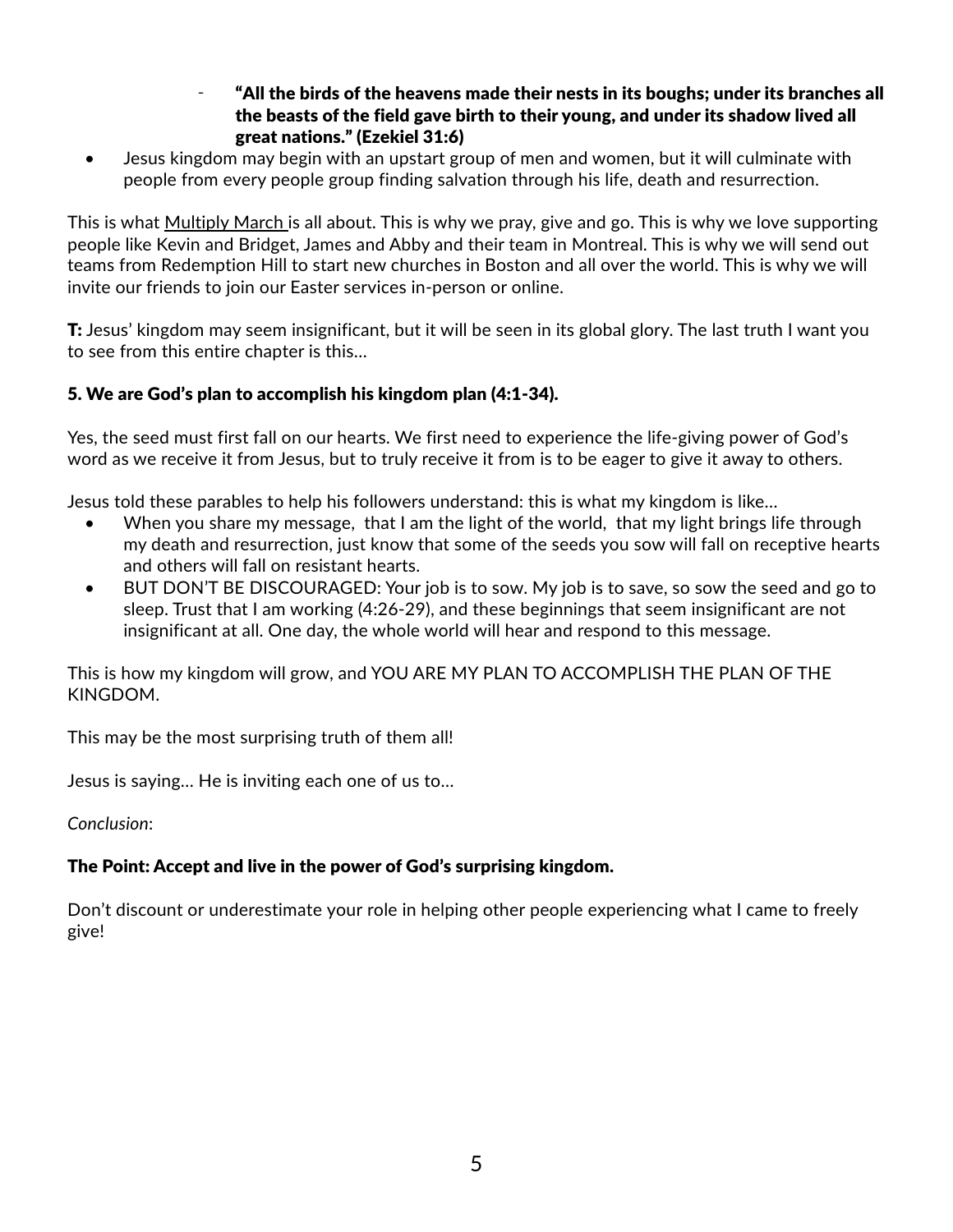- **"All the birds of the heavens made their nests in its boughs; under its branches all the beasts of the field gave birth to their young, and under its shadow lived all great nations." (Ezekiel 31:6)**

- Jesus kingdom may begin with an upstart group of men and women, but it will culminate with people from every people group finding salvation through his life, death and resurrection.

This is what <u>Multiply March</u> is all about. This is why we pray, give and go. This is why we love supporting people like Kevin and Bridget, James and Abby and their team in Montreal. This is why we will send out teams from Redemption Hill to start new churches in Boston and all over the world. This is why we will invite our friends to join our Easter services in-person or online.

**T:** Jesus' kingdom may seem insignificant, but it will be seen in its global glory. The last truth I want you to see from this entire chapter is this…

**5. We are God's plan to accomplish his kingdom plan (4:1-34).**

Yes, the seed must first fall on our hearts. We first need to experience the life-giving power of God's word as we receive it from Jesus, but to truly receive it from is to be eager to give it away to others.

Jesus told these parables to help his followers understand: this is what my kingdom is like…

- When you share my message, that I am the light of the world, that my light brings life through my death and resurrection, just know that some of the seeds you sow will fall on receptive hearts and others will fall on resistant hearts.
- BUT DON'T BE DISCOURAGED: Your job is to sow. My job is to save, so sow the seed and go to sleep. Trust that I am working (4:26-29), and these beginnings that seem insignificant are not insignificant at all. One day, the whole world will hear and respond to this message.

This is how my kingdom will grow, and YOU ARE MY PLAN TO ACCOMPLISH THE PLAN OF THE KINGDOM.

This may be the most surprising truth of them all!

Jesus is saying… He is inviting each one of us to…

*Conclusion*:

**The Point: Accept and live in the power of God's surprising kingdom.**

Don't discount or underestimate your role in helping other people experiencing what I came to freely give!